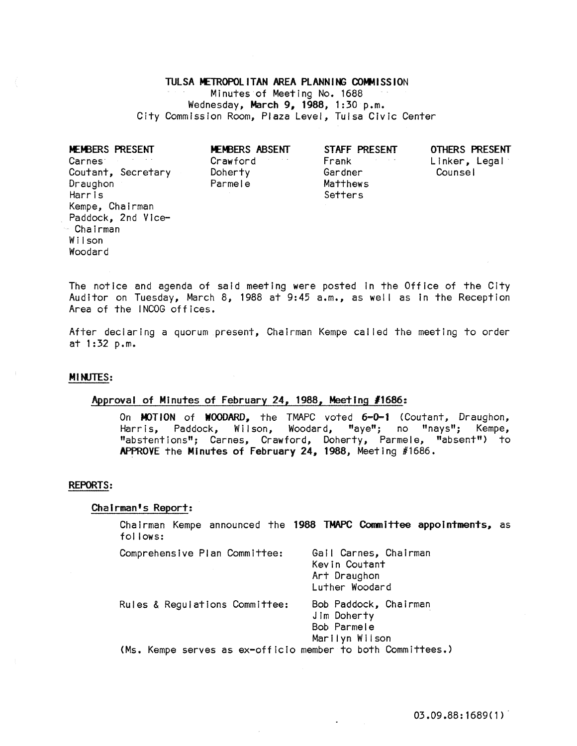# TULSA METROPOLITAN AREA PLANNING COMMISSION

Minutes of Meeting No. 1688
Wednesday, **March 9, 1988**, 1:30 p.m.
City Commission Room, Plaza Level, Tulsa Civic Center

| MEMBERS PRESENT | MEMBERS ABSENT | STAFF PRESENT | OTHERS PRESENT |
|---|---|---|---|
| Carnes | Crawford | Frank | Linker, Legal Counsel |
| Coutant, Secretary | Doherty | Gardner | |
| Draughon | Parmele | Matthews | |
| Harris | | Setters | |
| Kempe, Chairman | | | |
| Paddock, 2nd Vice-Chairman | | | |
| Wilson | | | |
| Woodard | | | |

The notice and agenda of said meeting were posted in the Office of the City Auditor on Tuesday, March 8, 1988 at 9:45 a.m., as well as in the Reception Area of the INCOG offices.

After declaring a quorum present, Chairman Kempe called the meeting to order at 1:32 p.m.

## MINUTES:

### Approval of Minutes of February 24, 1988, Meeting #1686:

On **MOTION** of **WOODARD**, the TMAPC voted **6-0-1** (Coutant, Draughon, Harris, Paddock, Wilson, Woodard, "aye"; no "nays"; Kempe, "abstentions"; Carnes, Crawford, Doherty, Parmele, "absent") to **APPROVE** the **Minutes of February 24, 1988**, Meeting #1686.

## REPORTS:

### Chairman's Report:

Chairman Kempe announced the **1988 TMAPC Committee appointments**, as follows:

Comprehensive Plan Committee:
- Gail Carnes, Chairman
- Kevin Coutant
- Art Draughon
- Luther Woodard

Rules & Regulations Committee:
- Bob Paddock, Chairman
- Jim Doherty
- Bob Parmele
- Marilyn Wilson

(Ms. Kempe serves as ex-officio member to both Committees.)

03.09.88:1689(1)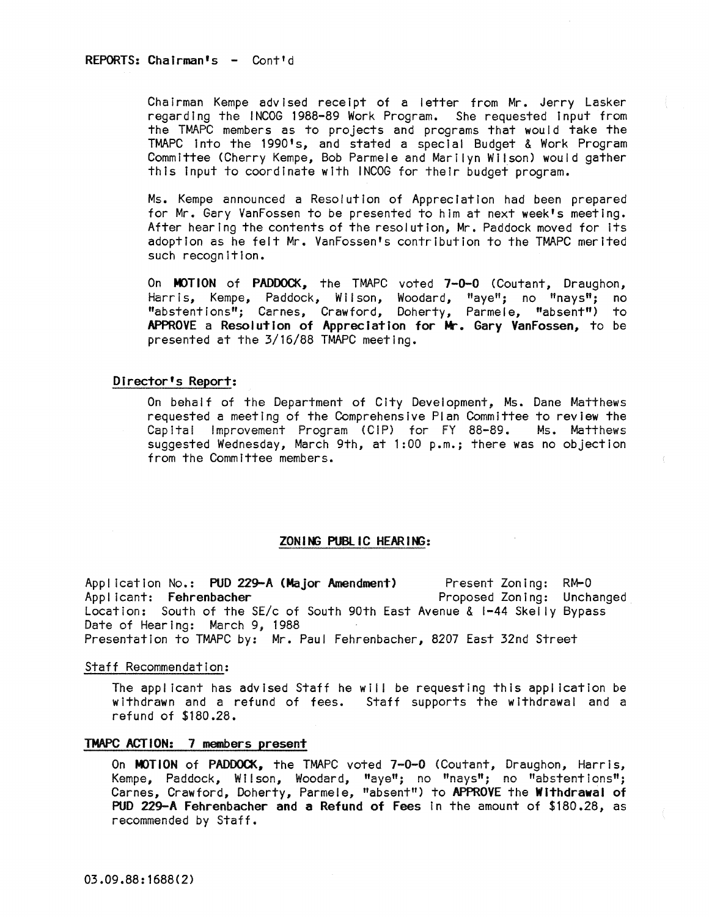REPORTS: Chairman's - Cont'd

Chairman Kempe advised receipt of a letter from Mr. Jerry Lasker regarding the INCOG 1988-89 Work Program. She requested input from the TMAPC members as to projects and programs that would take the TMAPC into the 1990's, and stated a special Budget & Work Program Committee (Cherry Kempe, Bob Parmele and Marilyn Wilson) would gather this input to coordinate with INCOG for their budget program.

Ms. Kempe announced a Resolution of Appreciation had been prepared for Mr. Gary VanFossen to be presented to him at next week's meeting. After hearing the contents of the resolution, Mr. Paddock moved for its adoption as he felt Mr. VanFossen's contribution to the TMAPC merited such recognition.

On **MOTION** of **PADDOCK,** the TMAPC voted **7-0-0** (Coutant, Draughon, Harris, Kempe, Paddock, Wilson, Woodard, "aye"; no "nays"; no "abstentions"; Carnes, Crawford, Doherty, Parmele, "absent") to **APPROVE** a **Resolution of Appreciation for Mr. Gary VanFossen,** to be presented at the 3/16/88 TMAPC meeting.

## Director's Report:

On behalf of the Department of City Development, Ms. Dane Matthews requested a meeting of the Comprehensive Plan Committee to review the Capital Improvement Program (CIP) for FY 88-89. Ms. Matthews suggested Wednesday, March 9th, at 1:00 p.m.; there was no objection from the Committee members.

## ZONING PUBLIC HEARING:

Application No.: **PUD 229-A (Major Amendment)** Present Zoning: RM-0
Applicant: **Fehrenbacher** Proposed Zoning: Unchanged
Location: South of the SE/c of South 90th East Avenue & I-44 Skelly Bypass
Date of Hearing: March 9, 1988
Presentation to TMAPC by: Mr. Paul Fehrenbacher, 8207 East 32nd Street

### Staff Recommendation:

The applicant has advised Staff he will be requesting this application be withdrawn and a refund of fees. Staff supports the withdrawal and a refund of $180.28.

### TMAPC ACTION: 7 members present

On **MOTION** of **PADDOCK,** the TMAPC voted **7-0-0** (Coutant, Draughon, Harris, Kempe, Paddock, Wilson, Woodard, "aye"; no "nays"; no "abstentions"; Carnes, Crawford, Doherty, Parmele, "absent") to **APPROVE** the **Withdrawal of PUD 229-A Fehrenbacher and a Refund of Fees** in the amount of $180.28, as recommended by Staff.

03.09.88:1688(2)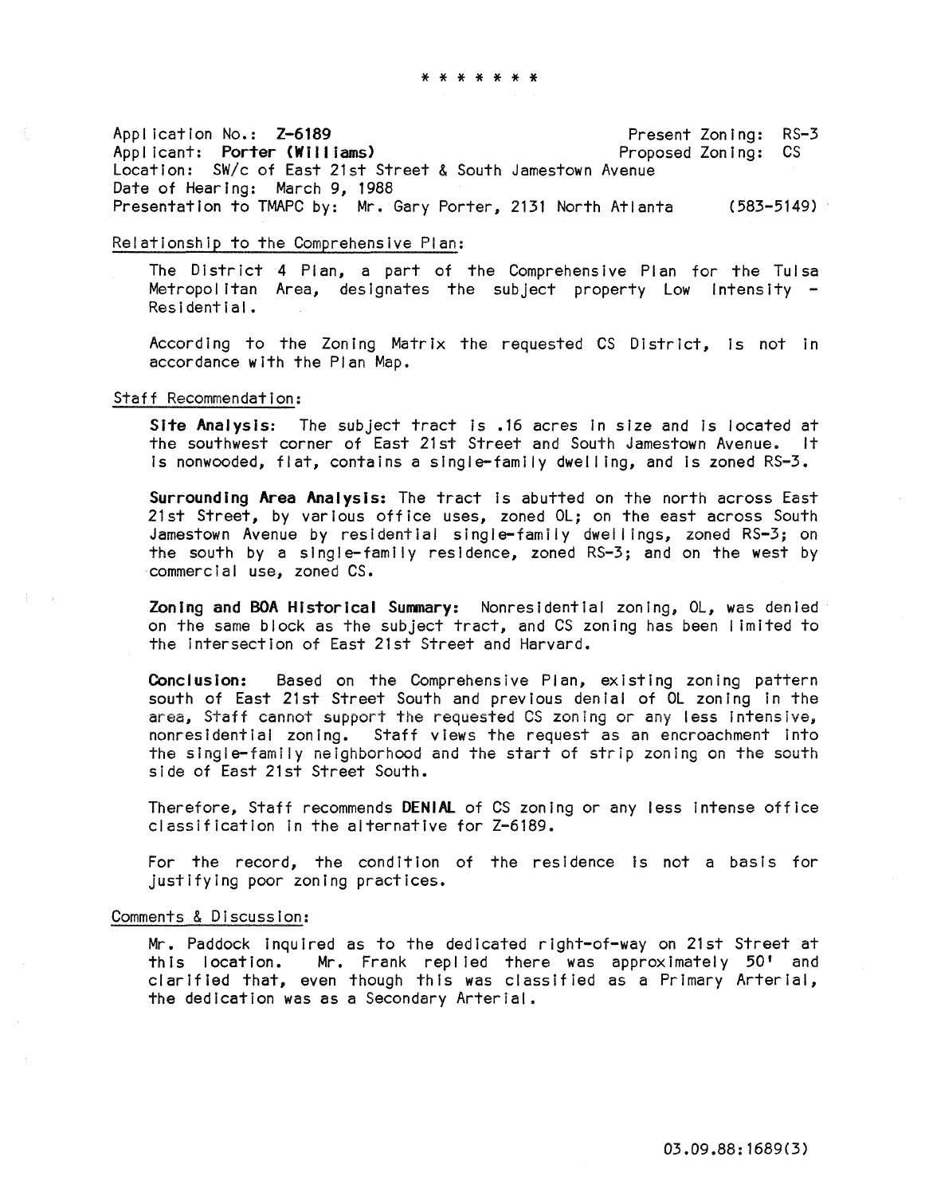* * * * * * *

Application No.: **Z-6189** Present Zoning: RS-3
Applicant: **Porter (Williams)** Proposed Zoning: CS
Location: SW/c of East 21st Street & South Jamestown Avenue
Date of Hearing: March 9, 1988
Presentation to TMAPC by: Mr. Gary Porter, 2131 North Atlanta (583-5149)

Relationship to the Comprehensive Plan:

The District 4 Plan, a part of the Comprehensive Plan for the Tulsa Metropolitan Area, designates the subject property Low Intensity - Residential.

According to the Zoning Matrix the requested CS District, is not in accordance with the Plan Map.

Staff Recommendation:

**Site Analysis:** The subject tract is .16 acres in size and is located at the southwest corner of East 21st Street and South Jamestown Avenue. It is nonwooded, flat, contains a single-family dwelling, and is zoned RS-3.

**Surrounding Area Analysis:** The tract is abutted on the north across East 21st Street, by various office uses, zoned OL; on the east across South Jamestown Avenue by residential single-family dwellings, zoned RS-3; on the south by a single-family residence, zoned RS-3; and on the west by commercial use, zoned CS.

**Zoning and BOA Historical Summary:** Nonresidential zoning, OL, was denied on the same block as the subject tract, and CS zoning has been limited to the intersection of East 21st Street and Harvard.

**Conclusion:** Based on the Comprehensive Plan, existing zoning pattern south of East 21st Street South and previous denial of OL zoning in the area, Staff cannot support the requested CS zoning or any less intensive, nonresidential zoning. Staff views the request as an encroachment into the single-family neighborhood and the start of strip zoning on the south side of East 21st Street South.

Therefore, Staff recommends **DENIAL** of CS zoning or any less intense office classification in the alternative for Z-6189.

For the record, the condition of the residence is not a basis for justifying poor zoning practices.

Comments & Discussion:

Mr. Paddock inquired as to the dedicated right-of-way on 21st Street at this location. Mr. Frank replied there was approximately 50' and clarified that, even though this was classified as a Primary Arterial, the dedication was as a Secondary Arterial.

03.09.88:1689(3)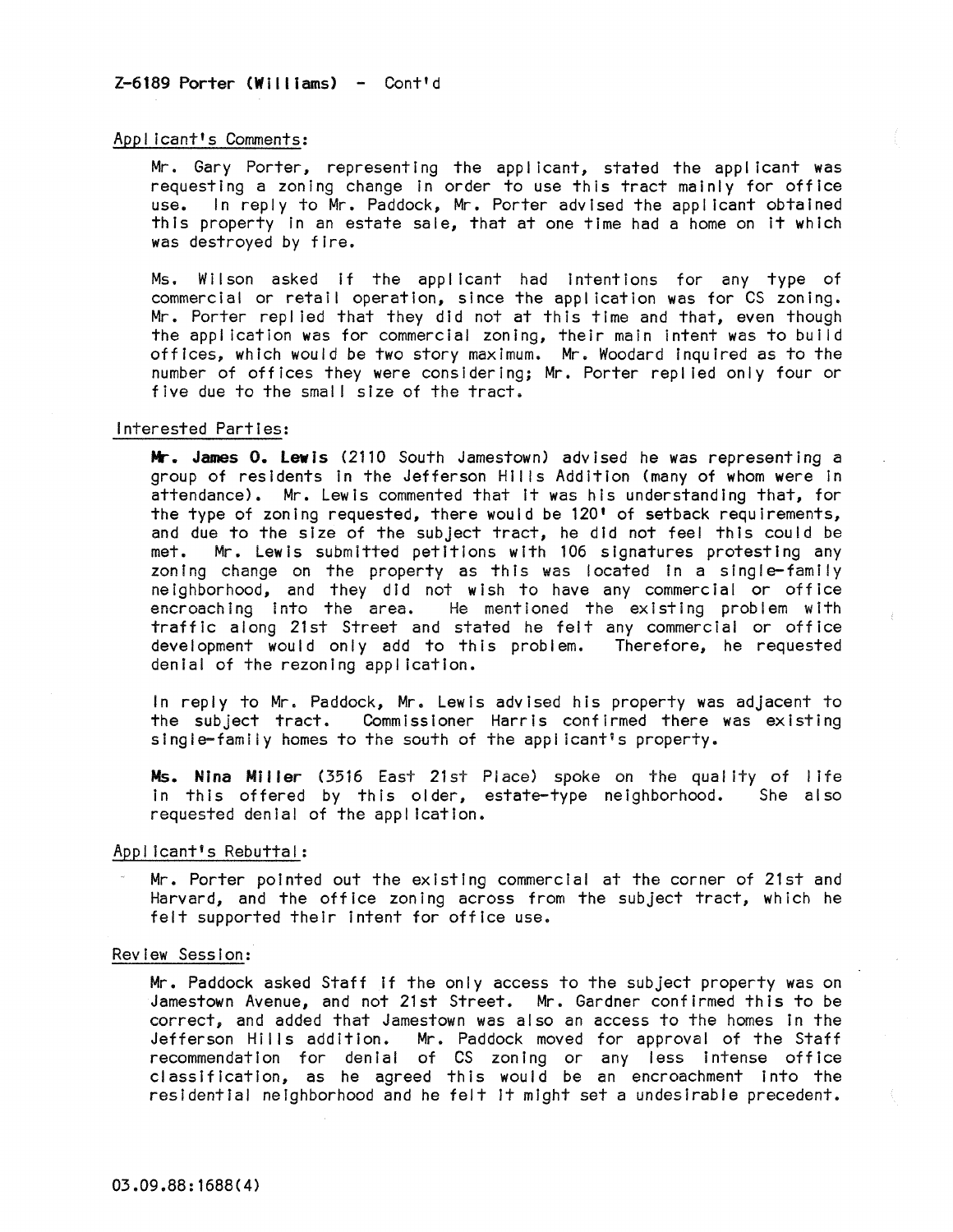Z-6189 Porter (Williams) - Cont'd

Applicant's Comments:

Mr. Gary Porter, representing the applicant, stated the applicant was requesting a zoning change in order to use this tract mainly for office use. In reply to Mr. Paddock, Mr. Porter advised the applicant obtained this property in an estate sale, that at one time had a home on it which was destroyed by fire.

Ms. Wilson asked if the applicant had intentions for any type of commercial or retail operation, since the application was for CS zoning. Mr. Porter replied that they did not at this time and that, even though the application was for commercial zoning, their main intent was to build offices, which would be two story maximum. Mr. Woodard inquired as to the number of offices they were considering; Mr. Porter replied only four or five due to the small size of the tract.

Interested Parties:

**Mr. James O. Lewis** (2110 South Jamestown) advised he was representing a group of residents in the Jefferson Hills Addition (many of whom were in attendance). Mr. Lewis commented that it was his understanding that, for the type of zoning requested, there would be 120' of setback requirements, and due to the size of the subject tract, he did not feel this could be met. Mr. Lewis submitted petitions with 106 signatures protesting any zoning change on the property as this was located in a single-family neighborhood, and they did not wish to have any commercial or office encroaching into the area. He mentioned the existing problem with traffic along 21st Street and stated he felt any commercial or office development would only add to this problem. Therefore, he requested denial of the rezoning application.

In reply to Mr. Paddock, Mr. Lewis advised his property was adjacent to the subject tract. Commissioner Harris confirmed there was existing single-family homes to the south of the applicant's property.

**Ms. Nina Miller** (3516 East 21st Place) spoke on the quality of life in this offered by this older, estate-type neighborhood. She also requested denial of the application.

Applicant's Rebuttal:

Mr. Porter pointed out the existing commercial at the corner of 21st and Harvard, and the office zoning across from the subject tract, which he felt supported their intent for office use.

Review Session:

Mr. Paddock asked Staff if the only access to the subject property was on Jamestown Avenue, and not 21st Street. Mr. Gardner confirmed this to be correct, and added that Jamestown was also an access to the homes in the Jefferson Hills addition. Mr. Paddock moved for approval of the Staff recommendation for denial of CS zoning or any less intense office classification, as he agreed this would be an encroachment into the residential neighborhood and he felt it might set a undesirable precedent.

03.09.88:1688(4)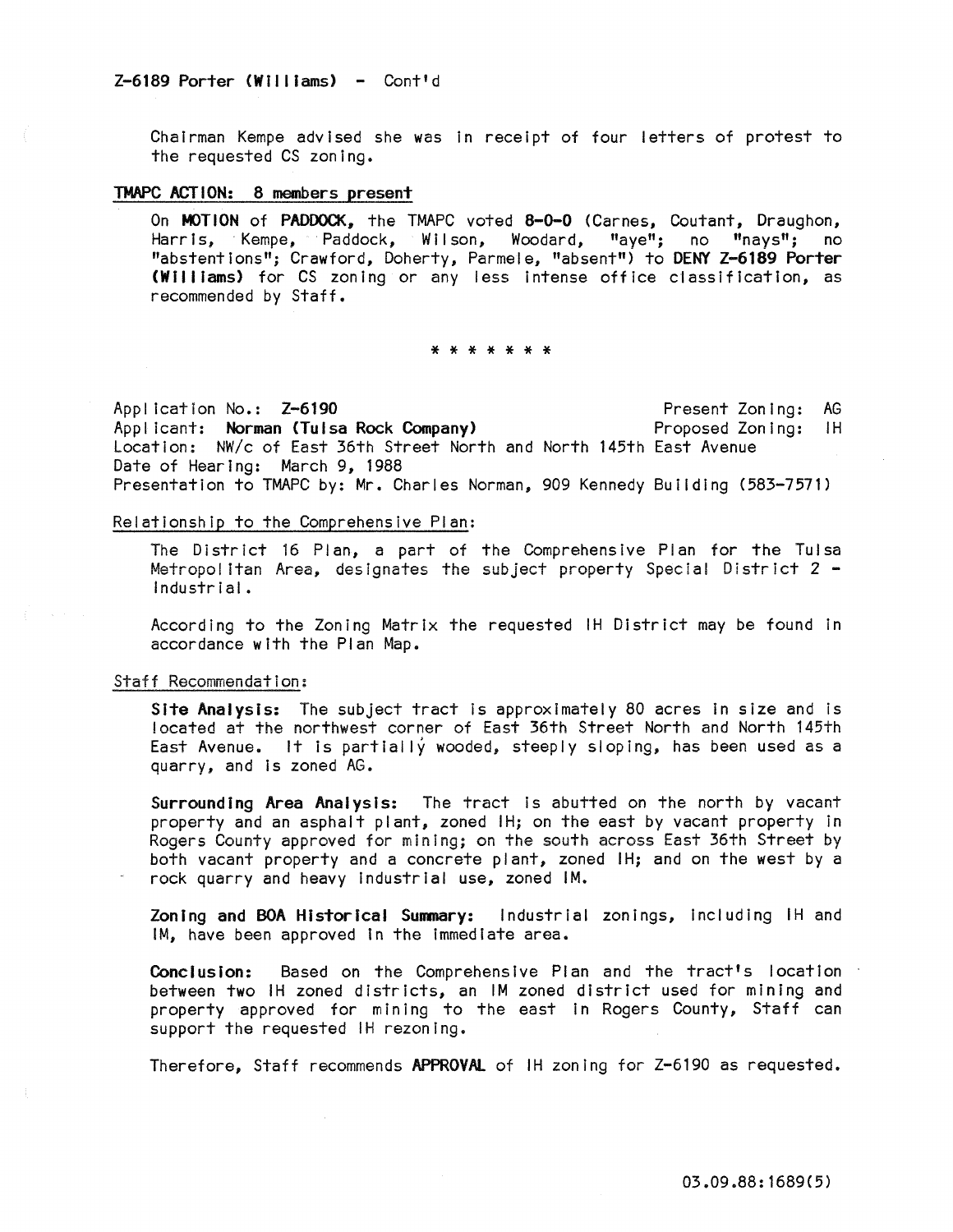Z-6189 Porter (Williams) - Cont'd

Chairman Kempe advised she was in receipt of four letters of protest to the requested CS zoning.

**TMAPC ACTION: 8 members present**

On **MOTION** of **PADDOCK**, the TMAPC voted **8-0-0** (Carnes, Coutant, Draughon, Harris, Kempe, Paddock, Wilson, Woodard, "aye"; no "nays"; no "abstentions"; Crawford, Doherty, Parmele, "absent") to **DENY Z-6189 Porter (Williams)** for CS zoning or any less intense office classification, as recommended by Staff.

* * * * * * *

Application No.: **Z-6190** Present Zoning: AG
Applicant: **Norman (Tulsa Rock Company)** Proposed Zoning: IH
Location: NW/c of East 36th Street North and North 145th East Avenue
Date of Hearing: March 9, 1988
Presentation to TMAPC by: Mr. Charles Norman, 909 Kennedy Building (583-7571)

Relationship to the Comprehensive Plan:

The District 16 Plan, a part of the Comprehensive Plan for the Tulsa Metropolitan Area, designates the subject property Special District 2 - Industrial.

According to the Zoning Matrix the requested IH District may be found in accordance with the Plan Map.

Staff Recommendation:

**Site Analysis:** The subject tract is approximately 80 acres in size and is located at the northwest corner of East 36th Street North and North 145th East Avenue. It is partially wooded, steeply sloping, has been used as a quarry, and is zoned AG.

**Surrounding Area Analysis:** The tract is abutted on the north by vacant property and an asphalt plant, zoned IH; on the east by vacant property in Rogers County approved for mining; on the south across East 36th Street by both vacant property and a concrete plant, zoned IH; and on the west by a rock quarry and heavy industrial use, zoned IM.

**Zoning and BOA Historical Summary:** Industrial zonings, including IH and IM, have been approved in the immediate area.

**Conclusion:** Based on the Comprehensive Plan and the tract's location between two IH zoned districts, an IM zoned district used for mining and property approved for mining to the east in Rogers County, Staff can support the requested IH rezoning.

Therefore, Staff recommends **APPROVAL** of IH zoning for Z-6190 as requested.

03.09.88:1689(5)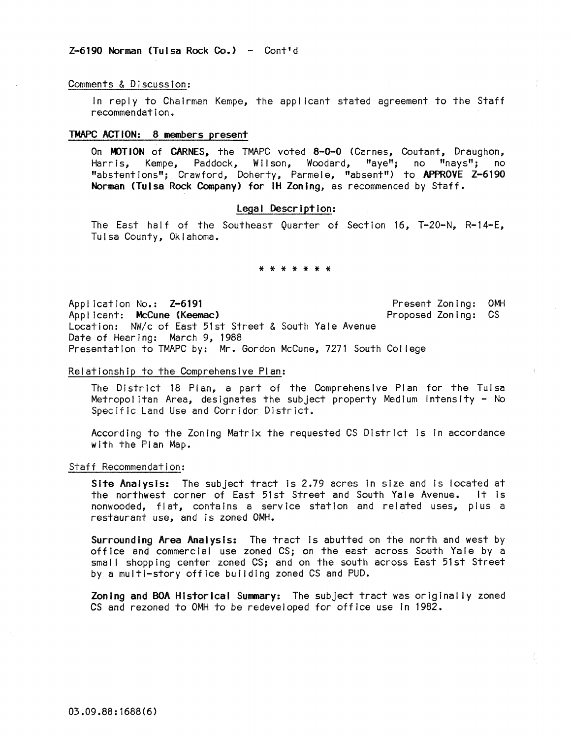Z-6190 Norman (Tulsa Rock Co.) - Cont'd

Comments & Discussion:

In reply to Chairman Kempe, the applicant stated agreement to the Staff recommendation.

**TMAPC ACTION: 8 members present**

On **MOTION** of **CARNES**, the TMAPC voted **8-0-0** (Carnes, Coutant, Draughon, Harris, Kempe, Paddock, Wilson, Woodard, "aye"; no "nays"; no "abstentions"; Crawford, Doherty, Parmele, "absent") to **APPROVE Z-6190 Norman (Tulsa Rock Company) for IH Zoning**, as recommended by Staff.

**Legal Description:**

The East half of the Southeast Quarter of Section 16, T-20-N, R-14-E, Tulsa County, Oklahoma.

\* \* \* \* \* \* \*

Application No.: **Z-6191** — Present Zoning: OMH
Applicant: **McCune (Keemac)** — Proposed Zoning: CS
Location: NW/c of East 51st Street & South Yale Avenue
Date of Hearing: March 9, 1988
Presentation to TMAPC by: Mr. Gordon McCune, 7271 South College

Relationship to the Comprehensive Plan:

The District 18 Plan, a part of the Comprehensive Plan for the Tulsa Metropolitan Area, designates the subject property Medium Intensity - No Specific Land Use and Corridor District.

According to the Zoning Matrix the requested CS District is in accordance with the Plan Map.

Staff Recommendation:

**Site Analysis:** The subject tract is 2.79 acres in size and is located at the northwest corner of East 51st Street and South Yale Avenue. It is nonwooded, flat, contains a service station and related uses, plus a restaurant use, and is zoned OMH.

**Surrounding Area Analysis:** The tract is abutted on the north and west by office and commercial use zoned CS; on the east across South Yale by a small shopping center zoned CS; and on the south across East 51st Street by a multi-story office building zoned CS and PUD.

**Zoning and BOA Historical Summary:** The subject tract was originally zoned CS and rezoned to OMH to be redeveloped for office use in 1982.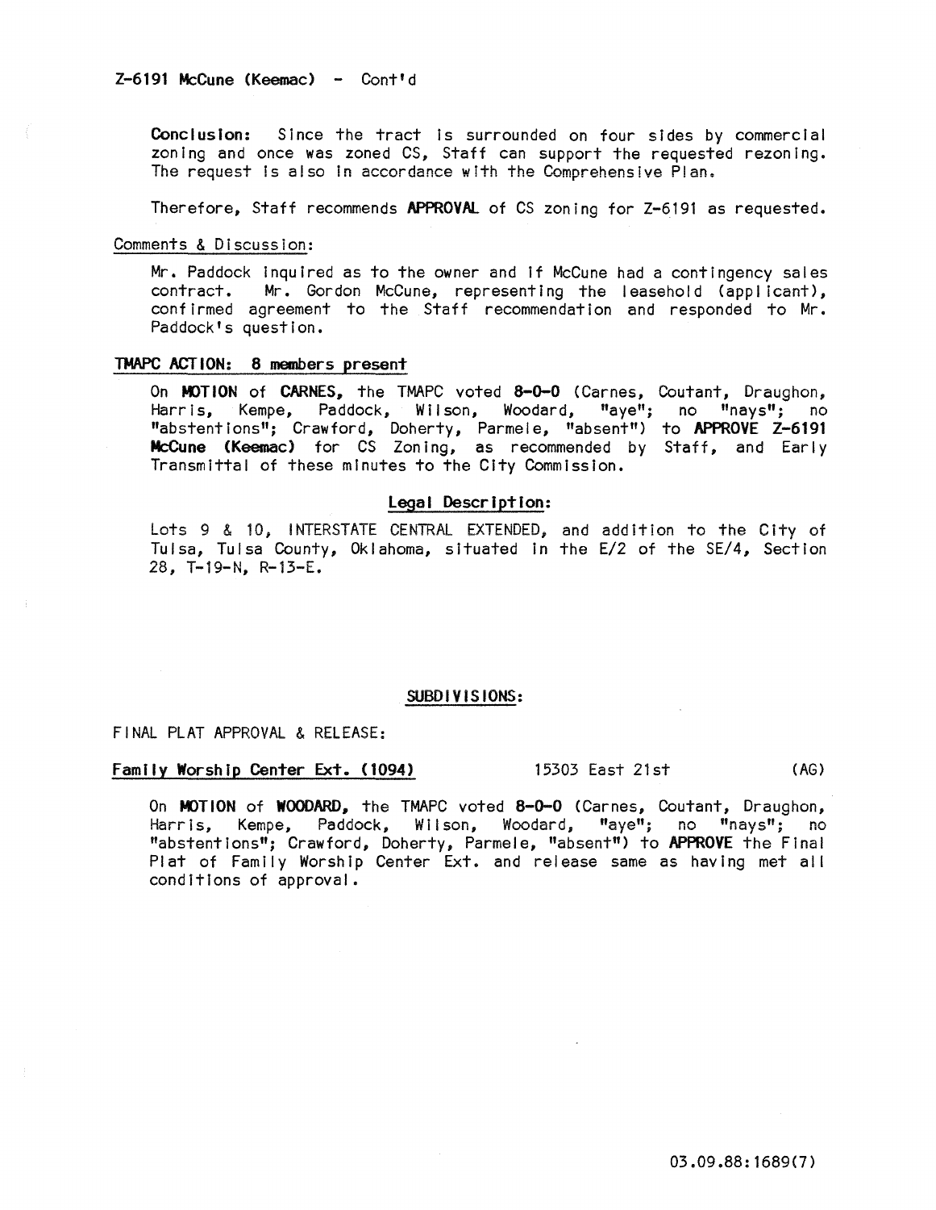Z-6191 McCune (Keemac) - Cont'd

**Conclusion:** Since the tract is surrounded on four sides by commercial zoning and once was zoned CS, Staff can support the requested rezoning. The request is also in accordance with the Comprehensive Plan.

Therefore, Staff recommends **APPROVAL** of CS zoning for Z-6191 as requested.

Comments & Discussion:

Mr. Paddock inquired as to the owner and if McCune had a contingency sales contract. Mr. Gordon McCune, representing the leasehold (applicant), confirmed agreement to the Staff recommendation and responded to Mr. Paddock's question.

**TMAPC ACTION: 8 members present**

On **MOTION** of **CARNES**, the TMAPC voted **8-0-0** (Carnes, Coutant, Draughon, Harris, Kempe, Paddock, Wilson, Woodard, "aye"; no "nays"; no "abstentions"; Crawford, Doherty, Parmele, "absent") to **APPROVE Z-6191 McCune (Keemac)** for CS Zoning, as recommended by Staff, and Early Transmittal of these minutes to the City Commission.

**Legal Description:**

Lots 9 & 10, INTERSTATE CENTRAL EXTENDED, and addition to the City of Tulsa, Tulsa County, Oklahoma, situated in the E/2 of the SE/4, Section 28, T-19-N, R-13-E.

**SUBDIVISIONS:**

FINAL PLAT APPROVAL & RELEASE:

**Family Worship Center Ext. (1094)** 15303 East 21st (AG)

On **MOTION** of **WOODARD**, the TMAPC voted **8-0-0** (Carnes, Coutant, Draughon, Harris, Kempe, Paddock, Wilson, Woodard, "aye"; no "nays"; no "abstentions"; Crawford, Doherty, Parmele, "absent") to **APPROVE** the Final Plat of Family Worship Center Ext. and release same as having met all conditions of approval.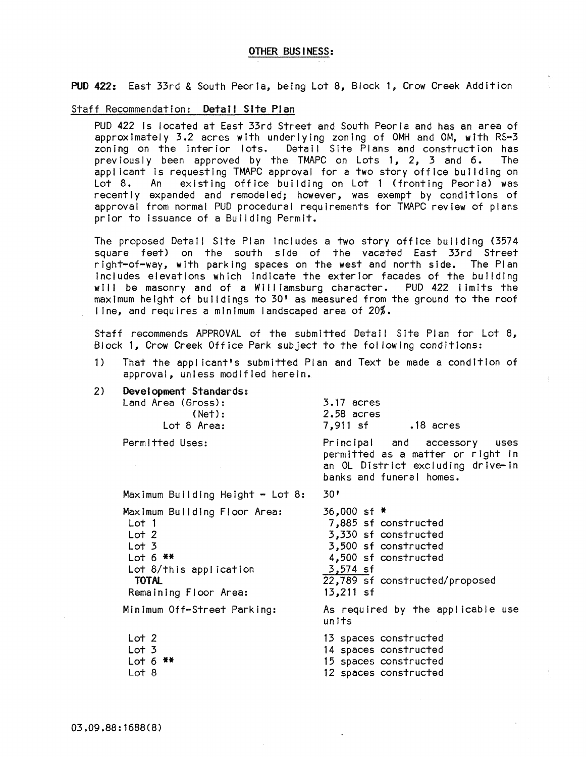## OTHER BUSINESS:

**PUD 422:** East 33rd & South Peoria, being Lot 8, Block 1, Crow Creek Addition

Staff Recommendation: **Detail Site Plan**

PUD 422 is located at East 33rd Street and South Peoria and has an area of approximately 3.2 acres with underlying zoning of OMH and OM, with RS-3 zoning on the interior lots. Detail Site Plans and construction has previously been approved by the TMAPC on Lots 1, 2, 3 and 6. The applicant is requesting TMAPC approval for a two story office building on Lot 8. An existing office building on Lot 1 (fronting Peoria) was recently expanded and remodeled; however, was exempt by conditions of approval from normal PUD procedural requirements for TMAPC review of plans prior to issuance of a Building Permit.

The proposed Detail Site Plan includes a two story office building (3574 square feet) on the south side of the vacated East 33rd Street right-of-way, with parking spaces on the west and north side. The Plan includes elevations which indicate the exterior facades of the building will be masonry and of a Williamsburg character. PUD 422 limits the maximum height of buildings to 30' as measured from the ground to the roof line, and requires a minimum landscaped area of 20%.

Staff recommends APPROVAL of the submitted Detail Site Plan for Lot 8, Block 1, Crow Creek Office Park subject to the following conditions:

1) That the applicant's submitted Plan and Text be made a condition of approval, unless modified herein.

2) **Development Standards:**

| | |
|---|---|
| Land Area (Gross): | 3.17 acres |
| (Net): | 2.58 acres |
| Lot 8 Area: | 7,911 sf .18 acres |
| Permitted Uses: | Principal and accessory uses permitted as a matter or right in an OL District excluding drive-in banks and funeral homes. |
| Maximum Building Height - Lot 8: | 30' |
| Maximum Building Floor Area: | 36,000 sf * |
| Lot 1 | 7,885 sf constructed |
| Lot 2 | 3,330 sf constructed |
| Lot 3 | 3,500 sf constructed |
| Lot 6 ** | 4,500 sf constructed |
| Lot 8/this application | 3,574 sf |
| **TOTAL** | 22,789 sf constructed/proposed |
| Remaining Floor Area: | 13,211 sf |
| Minimum Off-Street Parking: | As required by the applicable use units |
| Lot 2 | 13 spaces constructed |
| Lot 3 | 14 spaces constructed |
| Lot 6 ** | 15 spaces constructed |
| Lot 8 | 12 spaces constructed |

03.09.88:1688(8)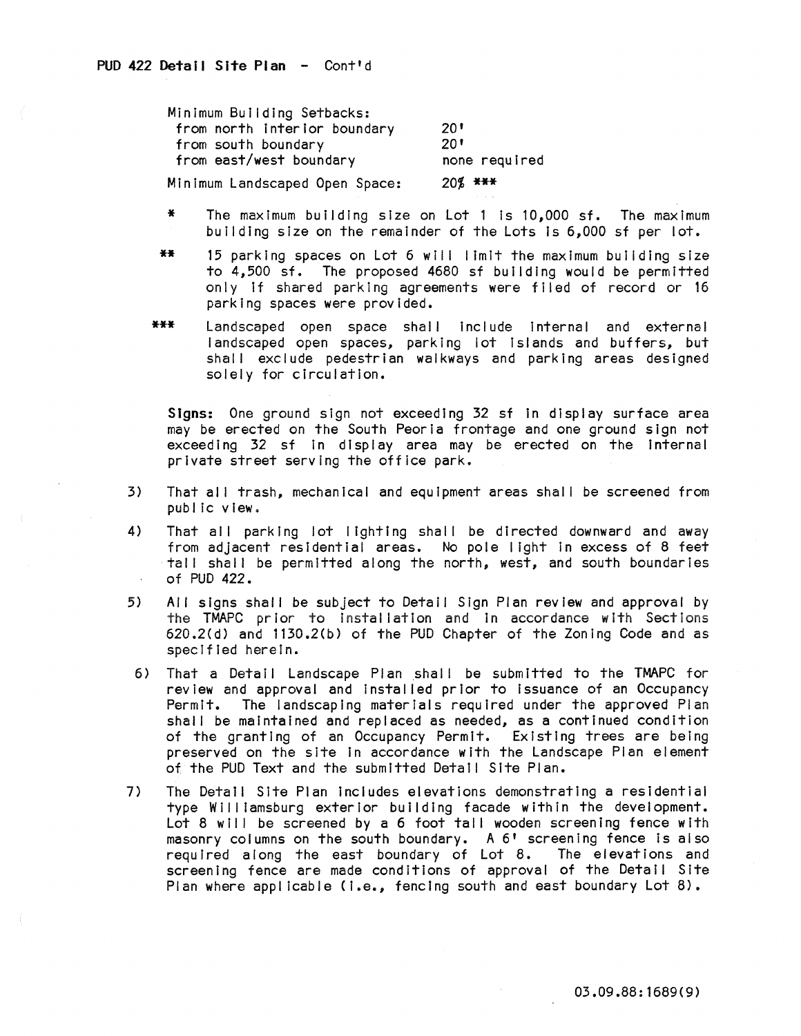**PUD 422 Detail Site Plan** - Cont'd

| | |
|---|---|
| Minimum Building Setbacks: | |
| from north interior boundary | 20' |
| from south boundary | 20' |
| from east/west boundary | none required |
| Minimum Landscaped Open Space: | 20% *** |

\* The maximum building size on Lot 1 is 10,000 sf. The maximum building size on the remainder of the Lots is 6,000 sf per lot.

** 15 parking spaces on Lot 6 will limit the maximum building size to 4,500 sf. The proposed 4680 sf building would be permitted only if shared parking agreements were filed of record or 16 parking spaces were provided.

*** Landscaped open space shall include internal and external landscaped open spaces, parking lot islands and buffers, but shall exclude pedestrian walkways and parking areas designed solely for circulation.

**Signs:** One ground sign not exceeding 32 sf in display surface area may be erected on the South Peoria frontage and one ground sign not exceeding 32 sf in display area may be erected on the internal private street serving the office park.

3) That all trash, mechanical and equipment areas shall be screened from public view.

4) That all parking lot lighting shall be directed downward and away from adjacent residential areas. No pole light in excess of 8 feet tall shall be permitted along the north, west, and south boundaries of PUD 422.

5) All signs shall be subject to Detail Sign Plan review and approval by the TMAPC prior to installation and in accordance with Sections 620.2(d) and 1130.2(b) of the PUD Chapter of the Zoning Code and as specified herein.

6) That a Detail Landscape Plan shall be submitted to the TMAPC for review and approval and installed prior to issuance of an Occupancy Permit. The landscaping materials required under the approved Plan shall be maintained and replaced as needed, as a continued condition of the granting of an Occupancy Permit. Existing trees are being preserved on the site in accordance with the Landscape Plan element of the PUD Text and the submitted Detail Site Plan.

7) The Detail Site Plan includes elevations demonstrating a residential type Williamsburg exterior building facade within the development. Lot 8 will be screened by a 6 foot tall wooden screening fence with masonry columns on the south boundary. A 6' screening fence is also required along the east boundary of Lot 8. The elevations and screening fence are made conditions of approval of the Detail Site Plan where applicable (i.e., fencing south and east boundary Lot 8).

03.09.88:1689(9)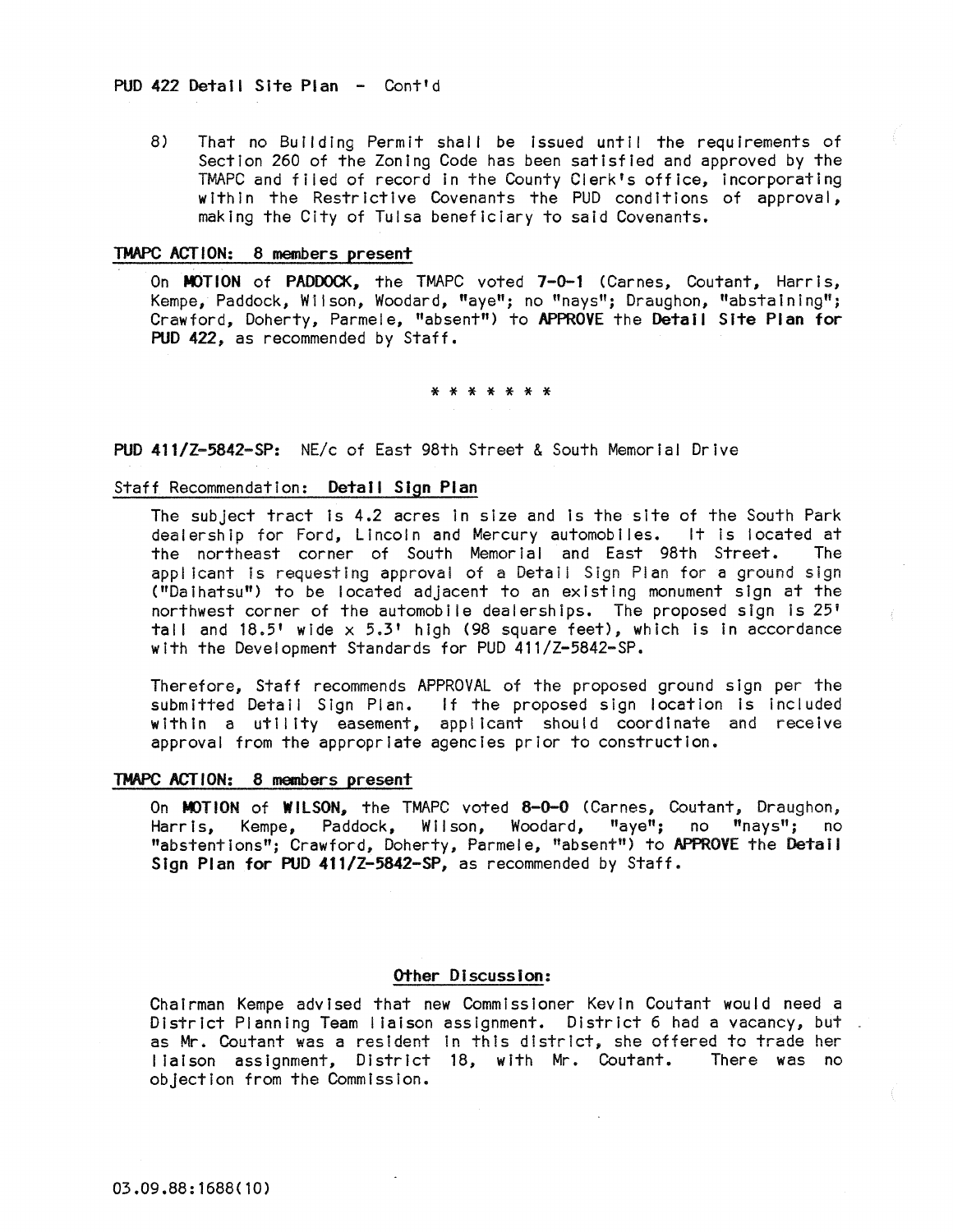PUD 422 Detail Site Plan - Cont'd

8) That no Building Permit shall be issued until the requirements of Section 260 of the Zoning Code has been satisfied and approved by the TMAPC and filed of record in the County Clerk's office, incorporating within the Restrictive Covenants the PUD conditions of approval, making the City of Tulsa beneficiary to said Covenants.

**TMAPC ACTION: 8 members present**

On **MOTION** of **PADDOCK**, the TMAPC voted **7-0-1** (Carnes, Coutant, Harris, Kempe, Paddock, Wilson, Woodard, "aye"; no "nays"; Draughon, "abstaining"; Crawford, Doherty, Parmele, "absent") to **APPROVE** the **Detail Site Plan for PUD 422**, as recommended by Staff.

\* \* \* \* \* \* \*

**PUD 411/Z-5842-SP:** NE/c of East 98th Street & South Memorial Drive

Staff Recommendation: **Detail Sign Plan**

The subject tract is 4.2 acres in size and is the site of the South Park dealership for Ford, Lincoln and Mercury automobiles. It is located at the northeast corner of South Memorial and East 98th Street. The applicant is requesting approval of a Detail Sign Plan for a ground sign ("Daihatsu") to be located adjacent to an existing monument sign at the northwest corner of the automobile dealerships. The proposed sign is 25' tall and 18.5' wide x 5.3' high (98 square feet), which is in accordance with the Development Standards for PUD 411/Z-5842-SP.

Therefore, Staff recommends APPROVAL of the proposed ground sign per the submitted Detail Sign Plan. If the proposed sign location is included within a utility easement, applicant should coordinate and receive approval from the appropriate agencies prior to construction.

**TMAPC ACTION: 8 members present**

On **MOTION** of **WILSON**, the TMAPC voted **8-0-0** (Carnes, Coutant, Draughon, Harris, Kempe, Paddock, Wilson, Woodard, "aye"; no "nays"; no "abstentions"; Crawford, Doherty, Parmele, "absent") to **APPROVE** the **Detail Sign Plan for PUD 411/Z-5842-SP**, as recommended by Staff.

**Other Discussion:**

Chairman Kempe advised that new Commissioner Kevin Coutant would need a District Planning Team liaison assignment. District 6 had a vacancy, but as Mr. Coutant was a resident in this district, she offered to trade her liaison assignment, District 18, with Mr. Coutant. There was no objection from the Commission.

03.09.88:1688(10)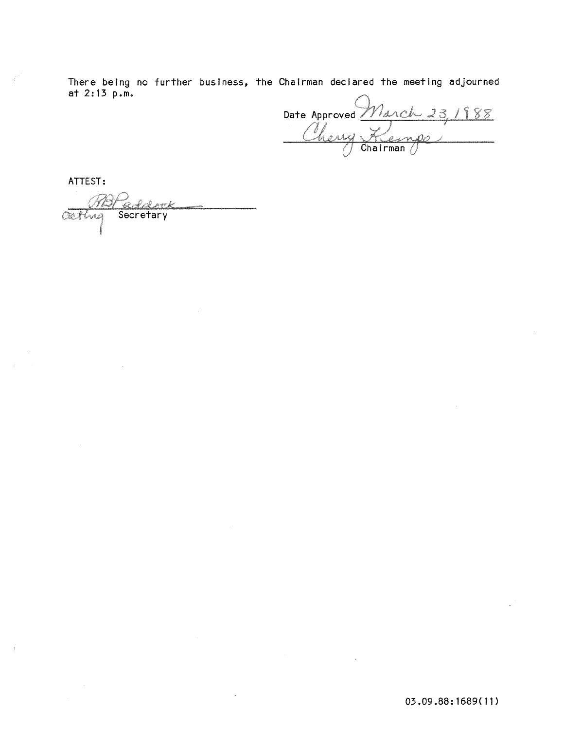There being no further business, the Chairman declared the meeting adjourned at 2:13 p.m.

Date Approved March 23, 1988

Cherry Kempe
Chairman

ATTEST:

RB Paddock
acting Secretary

03.09.88:1689(11)